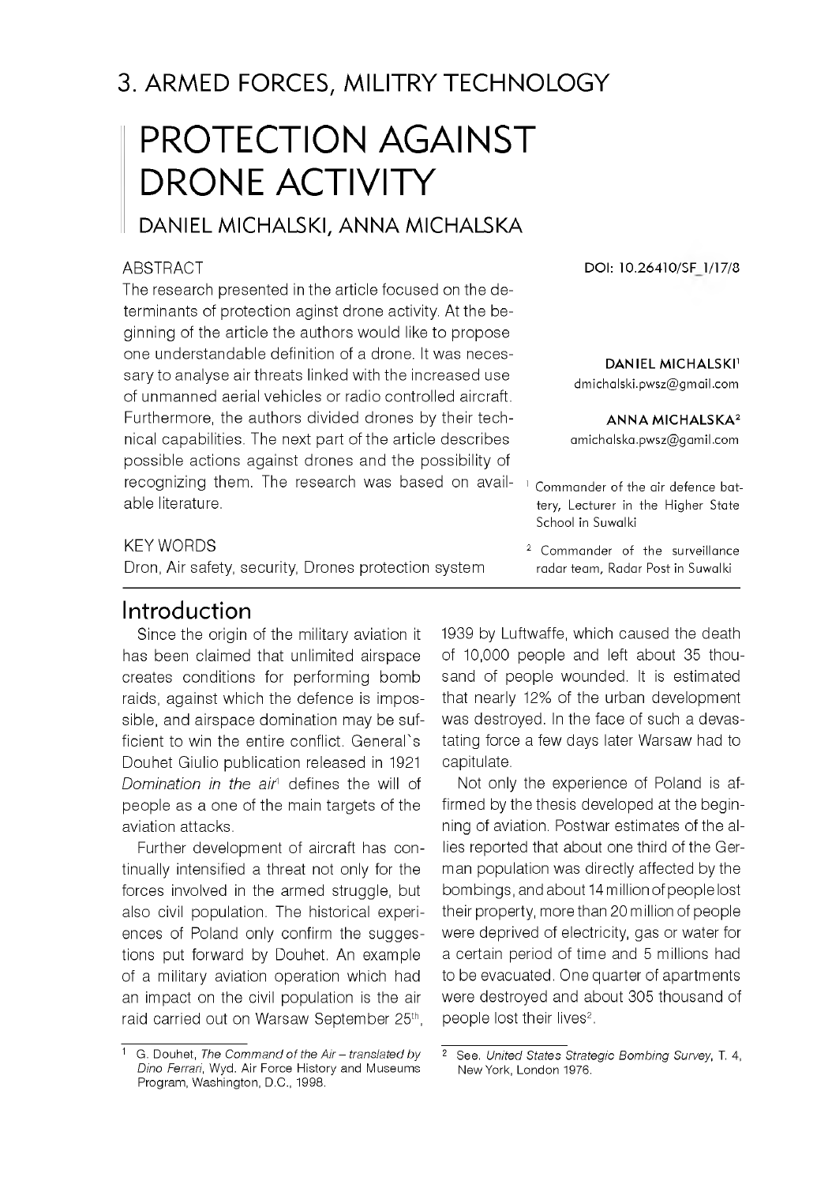## 3. ARMED FORCES, MILITRY TECHNOLOGY

# PROTECTION AGAINST DRONE ACTIVITY

DANIEL MICHALSKI, ANNA MICHALSKA

DOI: 10.26410/SF_1/17/8

**DANIEL MICHALSKI**[1]
dmichalski.pwsz@gmail.com

**ANNA MICHALSKA**[2]
amichalska.pwsz@gamil.com

[1] Commander of the air defence battery, Lecturer in the Higher State School in Suwalki

[2] Commander of the surveillance radar team, Radar Post in Suwalki

### ABSTRACT

The research presented in the article focused on the determinants of protection aginst drone activity. At the beginning of the article the authors would like to propose one understandable definition of a drone. It was necessary to analyse air threats linked with the increased use of unmanned aerial vehicles or radio controlled aircraft. Furthermore, the authors divided drones by their technical capabilities. The next part of the article describes possible actions against drones and the possibility of recognizing them. The research was based on available literature.

### KEY WORDS

Dron, Air safety, security, Drones protection system

## Introduction

Since the origin of the military aviation it has been claimed that unlimited airspace creates conditions for performing bomb raids, against which the defence is impossible, and airspace domination may be sufficient to win the entire conflict. General`s Douhet Giulio publication released in 1921 *Domination in the air*[1] defines the will of people as a one of the main targets of the aviation attacks.

Further development of aircraft has continually intensified a threat not only for the forces involved in the armed struggle, but also civil population. The historical experiences of Poland only confirm the suggestions put forward by Douhet. An example of a military aviation operation which had an impact on the civil population is the air raid carried out on Warsaw September 25th, 1939 by Luftwaffe, which caused the death of 10,000 people and left about 35 thousand of people wounded. It is estimated that nearly 12% of the urban development was destroyed. In the face of such a devastating force a few days later Warsaw had to capitulate.

Not only the experience of Poland is affirmed by the thesis developed at the beginning of aviation. Postwar estimates of the allies reported that about one third of the German population was directly affected by the bombings, and about 14 million of people lost their property, more than 20 million of people were deprived of electricity, gas or water for a certain period of time and 5 millions had to be evacuated. One quarter of apartments were destroyed and about 305 thousand of people lost their lives[2].

---

[1] G. Douhet, *The Command of the Air – translated by Dino Ferrari*, Wyd. Air Force History and Museums Program, Washington, D.C., 1998.

[2] See. *United States Strategic Bombing Survey*, T. 4, New York, London 1976.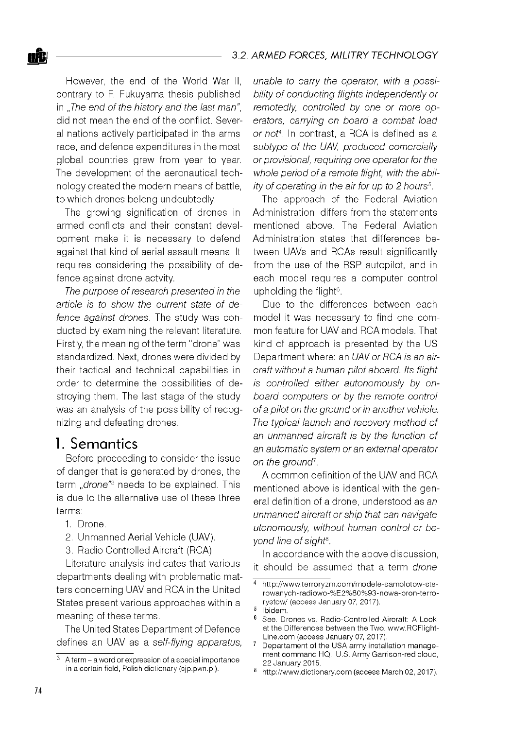However, the end of the World War II, contrary to F. Fukuyama thesis published in „*The end of the history and the last man*", did not mean the end of the conflict. Several nations actively participated in the arms race, and defence expenditures in the most global countries grew from year to year. The development of the aeronautical technology created the modern means of battle, to which drones belong undoubtedly.

The growing signification of drones in armed conflicts and their constant development make it is necessary to defend against that kind of aerial assault means. It requires considering the possibility of defence against drone actvity.

*The purpose of research presented in the article is to show the current state of defence against drones*. The study was conducted by examining the relevant literature. Firstly, the meaning of the term "drone" was standardized. Next, drones were divided by their tactical and technical capabilities in order to determine the possibilities of destroying them. The last stage of the study was an analysis of the possibility of recognizing and defeating drones.

# 1. Semantics

Before proceeding to consider the issue of danger that is generated by drones, the term „*drone*"[3] needs to be explained. This is due to the alternative use of these three terms:

1. Drone.
2. Unmanned Aerial Vehicle (UAV).
3. Radio Controlled Aircraft (RCA).

Literature analysis indicates that various departments dealing with problematic matters concerning UAV and RCA in the United States present various approaches within a meaning of these terms.

The United States Department of Defence defines an UAV as a *self-flying apparatus, unable to carry the operator, with a possibility of conducting flights independently or remotedly, controlled by one or more operators, carrying on board a combat load or not*[4]. In contrast, a RCA is defined as a *subtype of the UAV, produced comercially or provisional, requiring one operator for the whole period of a remote flight, with the ability of operating in the air for up to 2 hours*[5].

The approach of the Federal Aviation Administration, differs from the statements mentioned above. The Federal Aviation Administration states that differences between UAVs and RCAs result significantly from the use of the BSP autopilot, and in each model requires a computer control upholding the flight[6].

Due to the differences between each model it was necessary to find one common feature for UAV and RCA models. That kind of approach is presented by the US Department where: an *UAV or RCA is an aircraft without a human pilot aboard. Its flight is controlled either autonomously by on-board computers or by the remote control of a pilot on the ground or in another vehicle. The typical launch and recovery method of an unmanned aircraft is by the function of an automatic system or an external operator on the ground*[7].

A common definition of the UAV and RCA mentioned above is identical with the general definition of a drone, understood as *an unmanned aircraft or ship that can navigate utonomously, without human control or beyond line of sight*[8].

In accordance with the above discussion, it should be assumed that a term *drone*

---

[3] A term – a word or expression of a special importance in a certain field, Polish dictionary (sjp.pwn.pl).

[4] http://www.terroryzm.com/modele-samolotow-sterowanych-radiowo-%E2%80%93-nowa-bron-terrorystow/ (access January 07, 2017).

[5] Ibidem.

[6] See. Drones vs. Radio-Controlled Aircraft: A Look at the Differences between the Two. www.RCFlight-Line.com (access January 07, 2017).

[7] Departament of the USA army installation management command HQ., U.S. Army Garrison-red cloud, 22 January 2015.

[8] http://www.dictionary.com (access March 02, 2017).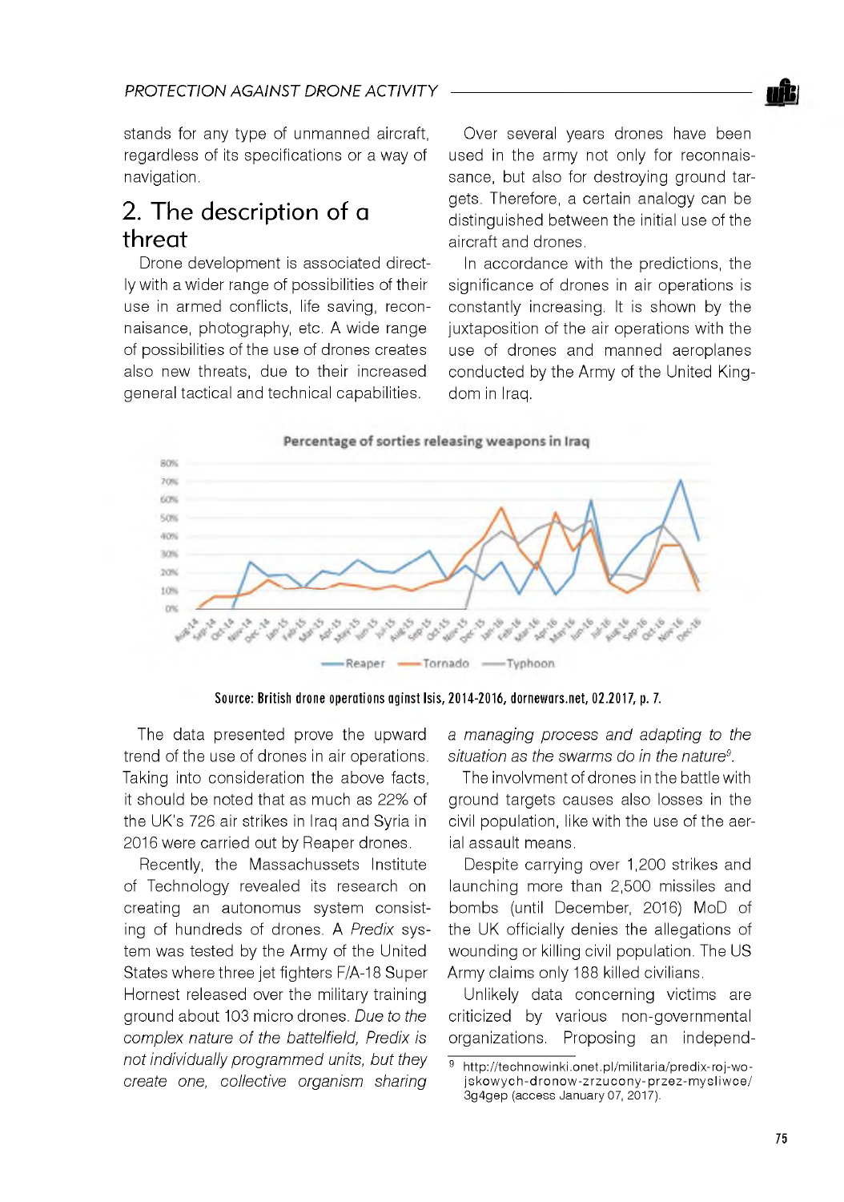stands for any type of unmanned aircraft, regardless of its specifications or a way of navigation.

## 2. The description of a threat

Drone development is associated directly with a wider range of possibilities of their use in armed conflicts, life saving, reconnaisance, photography, etc. A wide range of possibilities of the use of drones creates also new threats, due to their increased general tactical and technical capabilities.

Over several years drones have been used in the army not only for reconnaissance, but also for destroying ground targets. Therefore, a certain analogy can be distinguished between the initial use of the aircraft and drones.

In accordance with the predictions, the significance of drones in air operations is constantly increasing. It is shown by the juxtaposition of the air operations with the use of drones and manned aeroplanes conducted by the Army of the United Kingdom in Iraq.

Percentage of sorties releasing weapons in Iraq

Source: British drone operations aginst Isis, 2014-2016, dornewars.net, 02.2017, p. 7.

The data presented prove the upward trend of the use of drones in air operations. Taking into consideration the above facts, it should be noted that as much as 22% of the UK's 726 air strikes in Iraq and Syria in 2016 were carried out by Reaper drones.

Recently, the Massachussets Institute of Technology revealed its research on creating an autonomus system consisting of hundreds of drones. A *Predix* system was tested by the Army of the United States where three jet fighters F/A-18 Super Hornest released over the military training ground about 103 micro drones. *Due to the complex nature of the battelfield, Predix is not individually programmed units, but they create one, collective organism sharing a managing process and adapting to the situation as the swarms do in the nature*[9].

The involvment of drones in the battle with ground targets causes also losses in the civil population, like with the use of the aerial assault means.

Despite carrying over 1,200 strikes and launching more than 2,500 missiles and bombs (until December, 2016) MoD of the UK officially denies the allegations of wounding or killing civil population. The US Army claims only 188 killed civilians.

Unlikely data concerning victims are criticized by various non-governmental organizations. Proposing an independ-

[9] http://technowinki.onet.pl/militaria/predix-roj-wojskowych-dronow-zrzucony-przez-mysliwce/3g4gep (access January 07, 2017).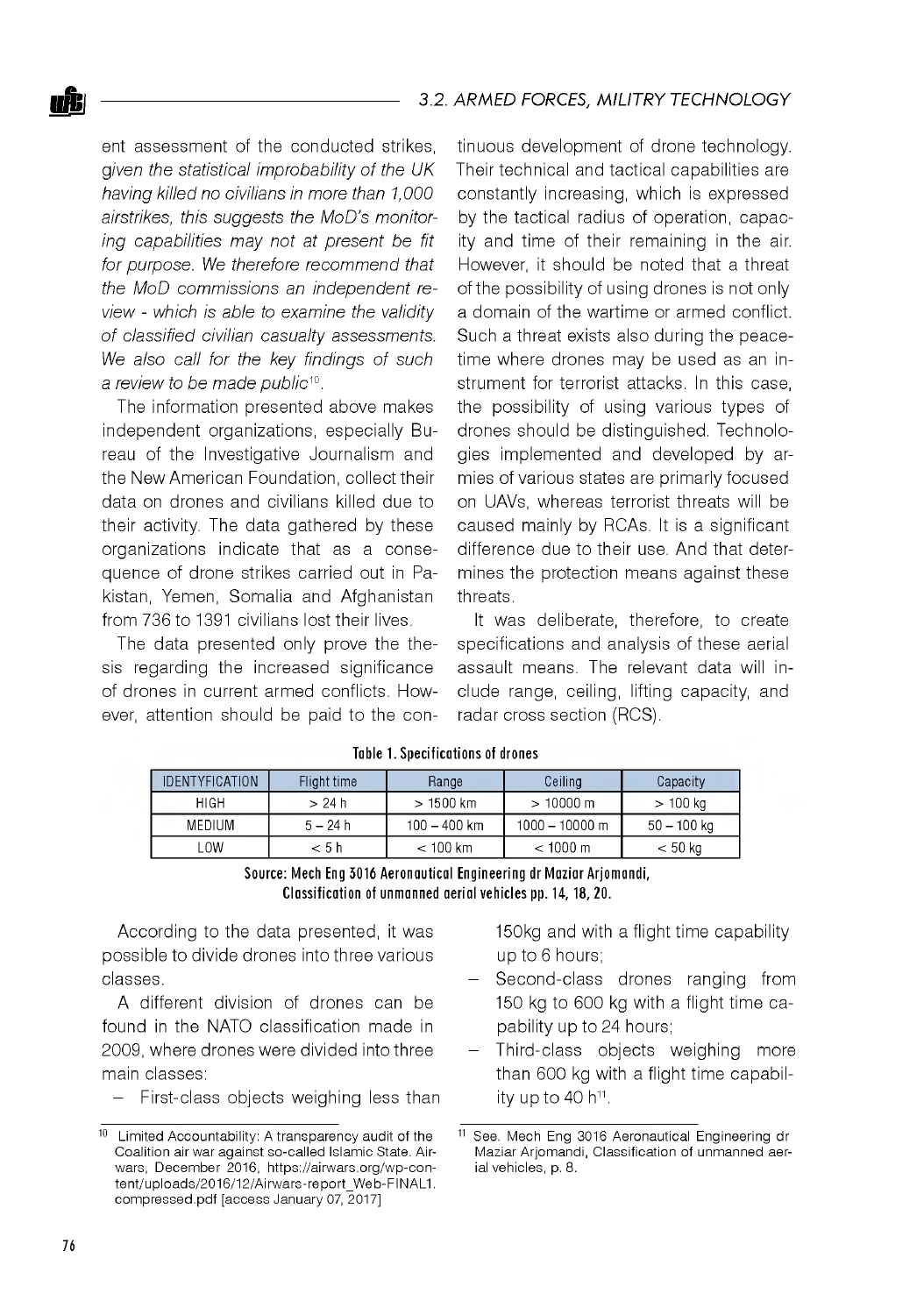ent assessment of the conducted strikes, *given the statistical improbability of the UK having killed no civilians in more than 1,000 airstrikes, this suggests the MoD's monitoring capabilities may not at present be fit for purpose. We therefore recommend that the MoD commissions an independent review - which is able to examine the validity of classified civilian casualty assessments. We also call for the key findings of such a review to be made public*[10].

The information presented above makes independent organizations, especially Bureau of the Investigative Journalism and the New American Foundation, collect their data on drones and civilians killed due to their activity. The data gathered by these organizations indicate that as a consequence of drone strikes carried out in Pakistan, Yemen, Somalia and Afghanistan from 736 to 1391 civilians lost their lives.

The data presented only prove the thesis regarding the increased significance of drones in current armed conflicts. However, attention should be paid to the continuous development of drone technology. Their technical and tactical capabilities are constantly increasing, which is expressed by the tactical radius of operation, capacity and time of their remaining in the air. However, it should be noted that a threat of the possibility of using drones is not only a domain of the wartime or armed conflict. Such a threat exists also during the peacetime where drones may be used as an instrument for terrorist attacks. In this case, the possibility of using various types of drones should be distinguished. Technologies implemented and developed by armies of various states are primarily focused on UAVs, whereas terrorist threats will be caused mainly by RCAs. It is a significant difference due to their use. And that determines the protection means against these threats.

It was deliberate, therefore, to create specifications and analysis of these aerial assault means. The relevant data will include range, ceiling, lifting capacity, and radar cross section (RCS).

**Table 1. Specifications of drones**

| IDENTYFICATION | Flight time | Range | Ceiling | Capacity |
|---|---|---|---|---|
| HIGH | > 24 h | > 1500 km | > 10000 m | > 100 kg |
| MEDIUM | 5 – 24 h | 100 – 400 km | 1000 – 10000 m | 50 – 100 kg |
| LOW | < 5 h | < 100 km | < 1000 m | < 50 kg |

**Source: Mech Eng 3016 Aeronautical Engineering dr Maziar Arjomandi, Classification of unmanned aerial vehicles pp. 14, 18, 20.**

According to the data presented, it was possible to divide drones into three various classes.

A different division of drones can be found in the NATO classification made in 2009, where drones were divided into three main classes:

- First-class objects weighing less than 150kg and with a flight time capability up to 6 hours;
- Second-class drones ranging from 150 kg to 600 kg with a flight time capability up to 24 hours;
- Third-class objects weighing more than 600 kg with a flight time capability up to 40 h[11].

---

[10] Limited Accountability: A transparency audit of the Coalition air war against so-called Islamic State. Airwars, December 2016, https://airwars.org/wp-content/uploads/2016/12/Airwars-report_Web-FINAL1.compressed.pdf [access January 07, 2017]

[11] See. Mech Eng 3016 Aeronautical Engineering dr Maziar Arjomandi, Classification of unmanned aerial vehicles, p. 8.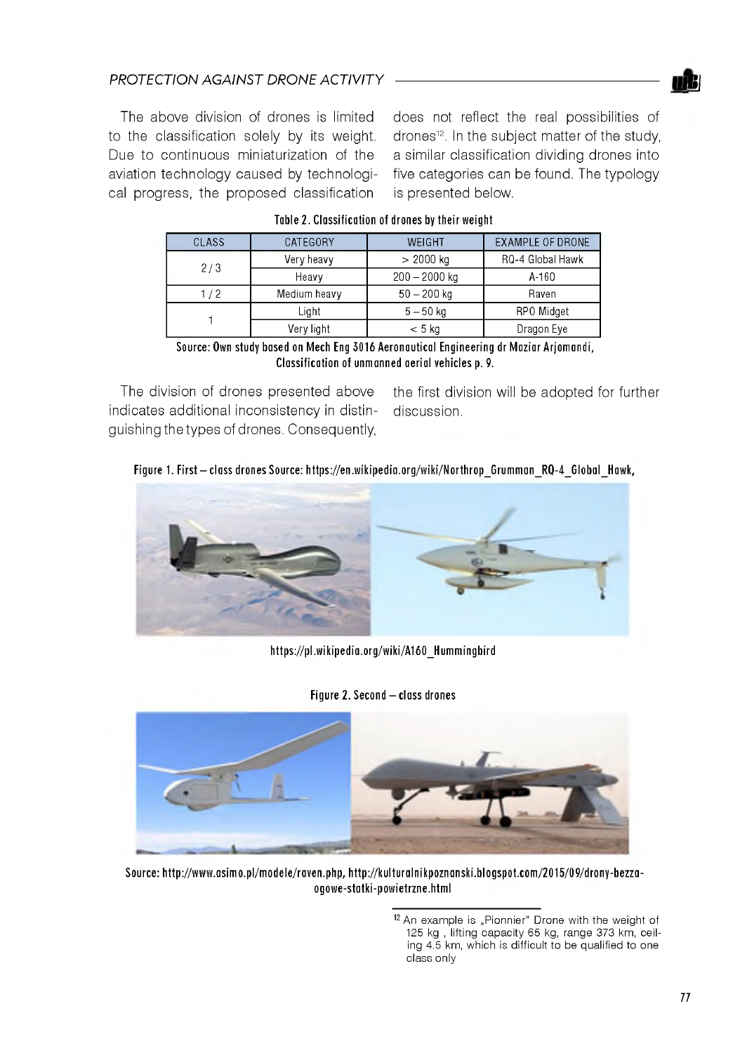The above division of drones is limited to the classification solely by its weight. Due to continuous miniaturization of the aviation technology caused by technological progress, the proposed classification does not reflect the real possibilities of drones[12]. In the subject matter of the study, a similar classification dividing drones into five categories can be found. The typology is presented below.

Table 2. Classification of drones by their weight

| CLASS | CATEGORY | WEIGHT | EXAMPLE OF DRONE |
|---|---|---|---|
| 2 / 3 | Very heavy | > 2000 kg | RQ-4 Global Hawk |
| | Heavy | 200 – 2000 kg | A-160 |
| 1 / 2 | Medium heavy | 50 – 200 kg | Raven |
| 1 | Light | 5 – 50 kg | RPO Midget |
| | Very light | < 5 kg | Dragon Eye |

Source: Own study based on Mech Eng 3016 Aeronautical Engineering dr Maziar Arjomandi, Classification of unmanned aerial vehicles p. 9.

The division of drones presented above indicates additional inconsistency in distinguishing the types of drones. Consequently, the first division will be adopted for further discussion.

Figure 1. First – class drones Source: https://en.wikipedia.org/wiki/Northrop_Grumman_RQ-4_Global_Hawk, https://pl.wikipedia.org/wiki/A160_Hummingbird

Figure 2. Second – class drones

Source: http://www.asimo.pl/modele/raven.php, http://kulturalnikpoznanski.blogspot.com/2015/09/drony-bezza-ogowe-statki-powietrzne.html

[12] An example is „Pionnier" Drone with the weight of 125 kg , lifting capacity 65 kg, range 373 km, ceiling 4.5 km, which is difficult to be qualified to one class only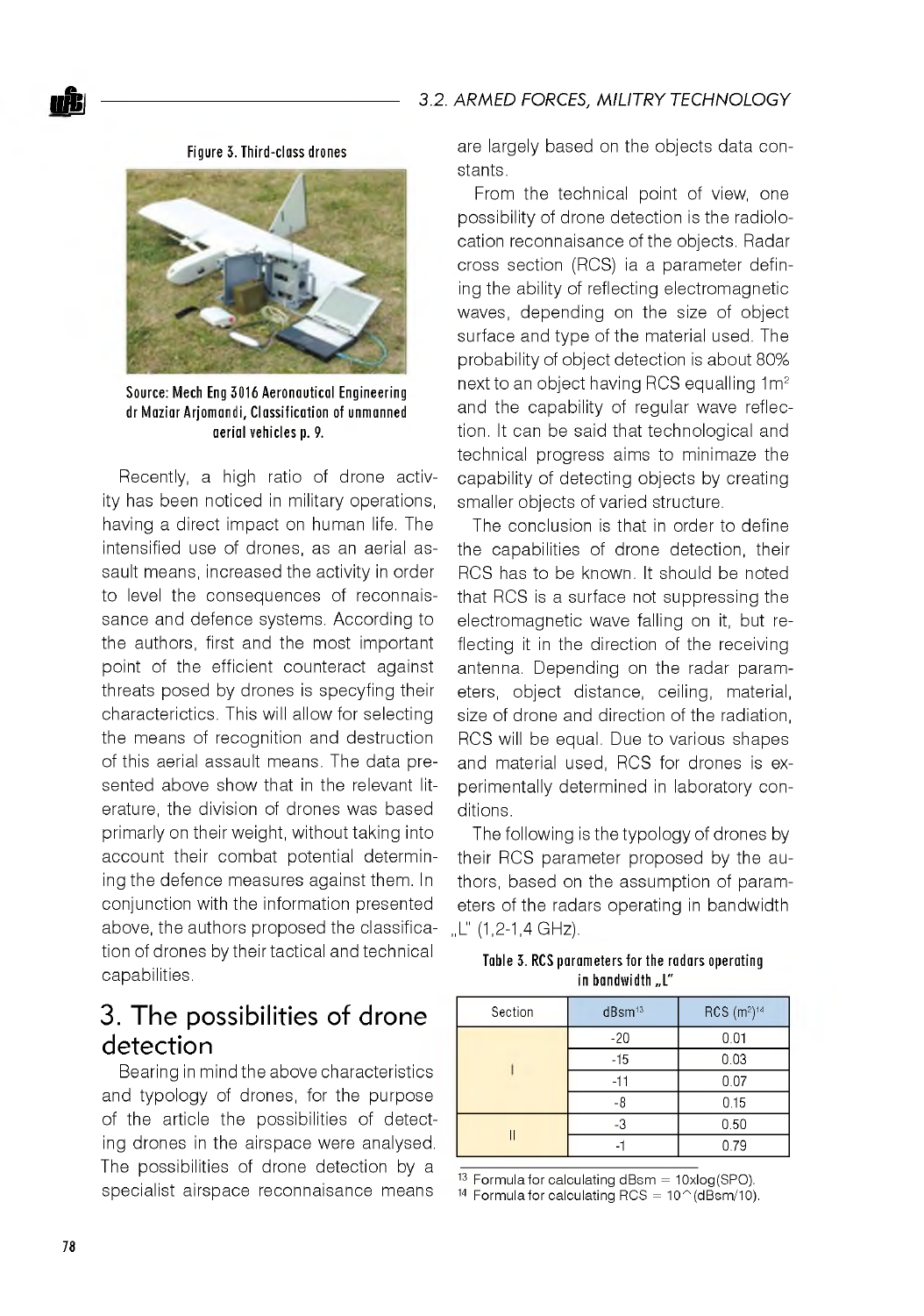Figure 3. Third-class drones

Source: Mech Eng 3016 Aeronautical Engineering dr Maziar Arjomandi, Classification of unmanned aerial vehicles p. 9.

Recently, a high ratio of drone activity has been noticed in military operations, having a direct impact on human life. The intensified use of drones, as an aerial assault means, increased the activity in order to level the consequences of reconnaissance and defence systems. According to the authors, first and the most important point of the efficient counteract against threats posed by drones is specyfing their characterictics. This will allow for selecting the means of recognition and destruction of this aerial assault means. The data presented above show that in the relevant literature, the division of drones was based primarly on their weight, without taking into account their combat potential determining the defence measures against them. In conjunction with the information presented above, the authors proposed the classification of drones by their tactical and technical capabilities.

## 3. The possibilities of drone detection

Bearing in mind the above characteristics and typology of drones, for the purpose of the article the possibilities of detecting drones in the airspace were analysed. The possibilities of drone detection by a specialist airspace reconnaisance means are largely based on the objects data constants.

From the technical point of view, one possibility of drone detection is the radiolocation reconnaisance of the objects. Radar cross section (RCS) ia a parameter defining the ability of reflecting electromagnetic waves, depending on the size of object surface and type of the material used. The probability of object detection is about 80% next to an object having RCS equalling 1m² and the capability of regular wave reflection. It can be said that technological and technical progress aims to minimaze the capability of detecting objects by creating smaller objects of varied structure.

The conclusion is that in order to define the capabilities of drone detection, their RCS has to be known. It should be noted that RCS is a surface not suppressing the electromagnetic wave falling on it, but reflecting it in the direction of the receiving antenna. Depending on the radar parameters, object distance, ceiling, material, size of drone and direction of the radiation, RCS will be equal. Due to various shapes and material used, RCS for drones is experimentally determined in laboratory conditions.

The following is the typology of drones by their RCS parameter proposed by the authors, based on the assumption of parameters of the radars operating in bandwidth „L" (1,2-1,4 GHz).

Table 3. RCS parameters for the radars operating in bandwidth „L"

| Section | dBsm[13] | RCS (m²)[14] |
|---|---|---|
| I | -20 | 0.01 |
| | -15 | 0.03 |
| | -11 | 0.07 |
| | -8 | 0.15 |
| II | -3 | 0.50 |
| | -1 | 0.79 |

[13] Formula for calculating dBsm = 10xlog(SPO).

[14] Formula for calculating RCS = 10^(dBsm/10).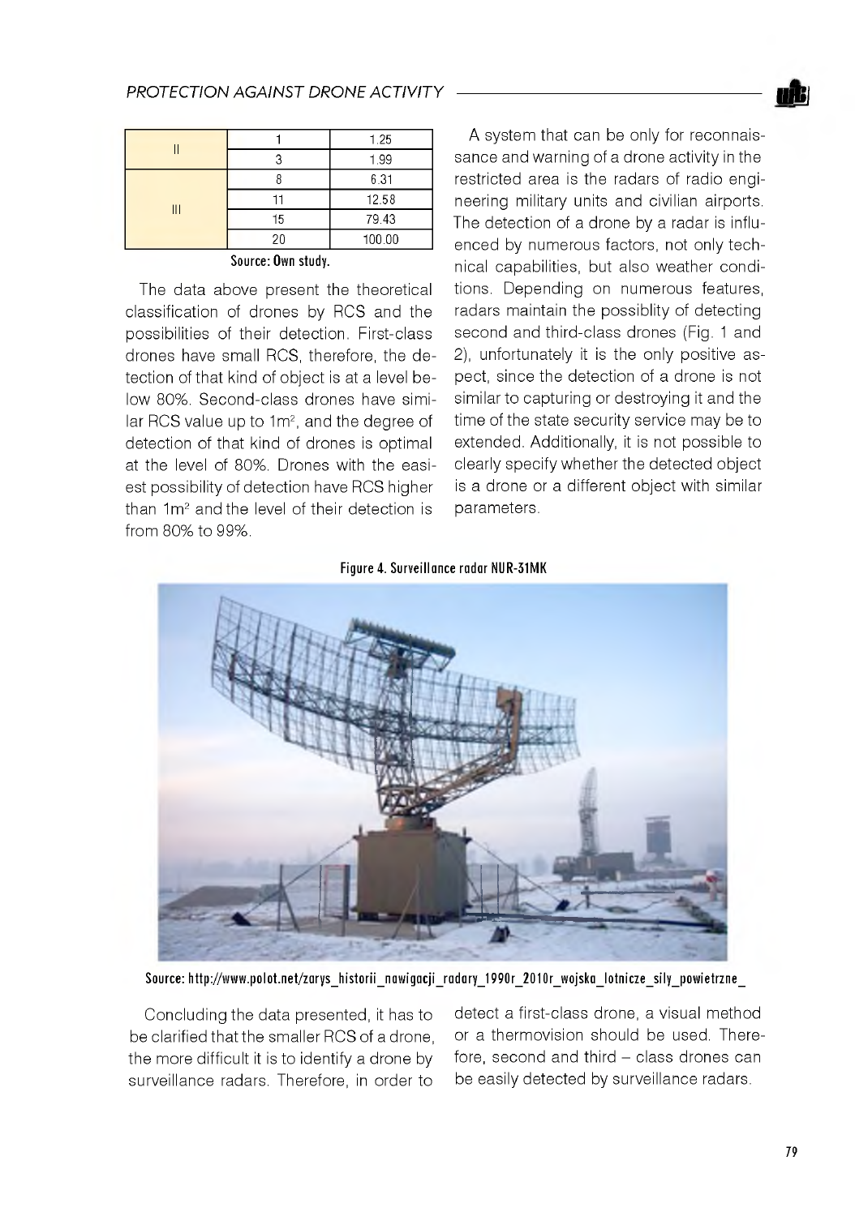| II | 1 | 1.25 |
|---|---|---|
| | 3 | 1.99 |
| III | 8 | 6.31 |
| | 11 | 12.58 |
| | 15 | 79.43 |
| | 20 | 100.00 |

Source: Own study.

The data above present the theoretical classification of drones by RCS and the possibilities of their detection. First-class drones have small RCS, therefore, the detection of that kind of object is at a level below 80%. Second-class drones have similar RCS value up to $1m^2$, and the degree of detection of that kind of drones is optimal at the level of 80%. Drones with the easiest possibility of detection have RCS higher than $1m^2$ and the level of their detection is from 80% to 99%.

A system that can be only for reconnaissance and warning of a drone activity in the restricted area is the radars of radio engineering military units and civilian airports. The detection of a drone by a radar is influenced by numerous factors, not only technical capabilities, but also weather conditions. Depending on numerous features, radars maintain the possiblity of detecting second and third-class drones (Fig. 1 and 2), unfortunately it is the only positive aspect, since the detection of a drone is not similar to capturing or destroying it and the time of the state security service may be to extended. Additionally, it is not possible to clearly specify whether the detected object is a drone or a different object with similar parameters.

Figure 4. Surveillance radar NUR-31MK

Source: http://www.polot.net/zarys_historii_nawigacji_radary_1990r_2010r_wojska_lotnicze_sily_powietrzne_

Concluding the data presented, it has to be clarified that the smaller RCS of a drone, the more difficult it is to identify a drone by surveillance radars. Therefore, in order to detect a first-class drone, a visual method or a thermovision should be used. Therefore, second and third – class drones can be easily detected by surveillance radars.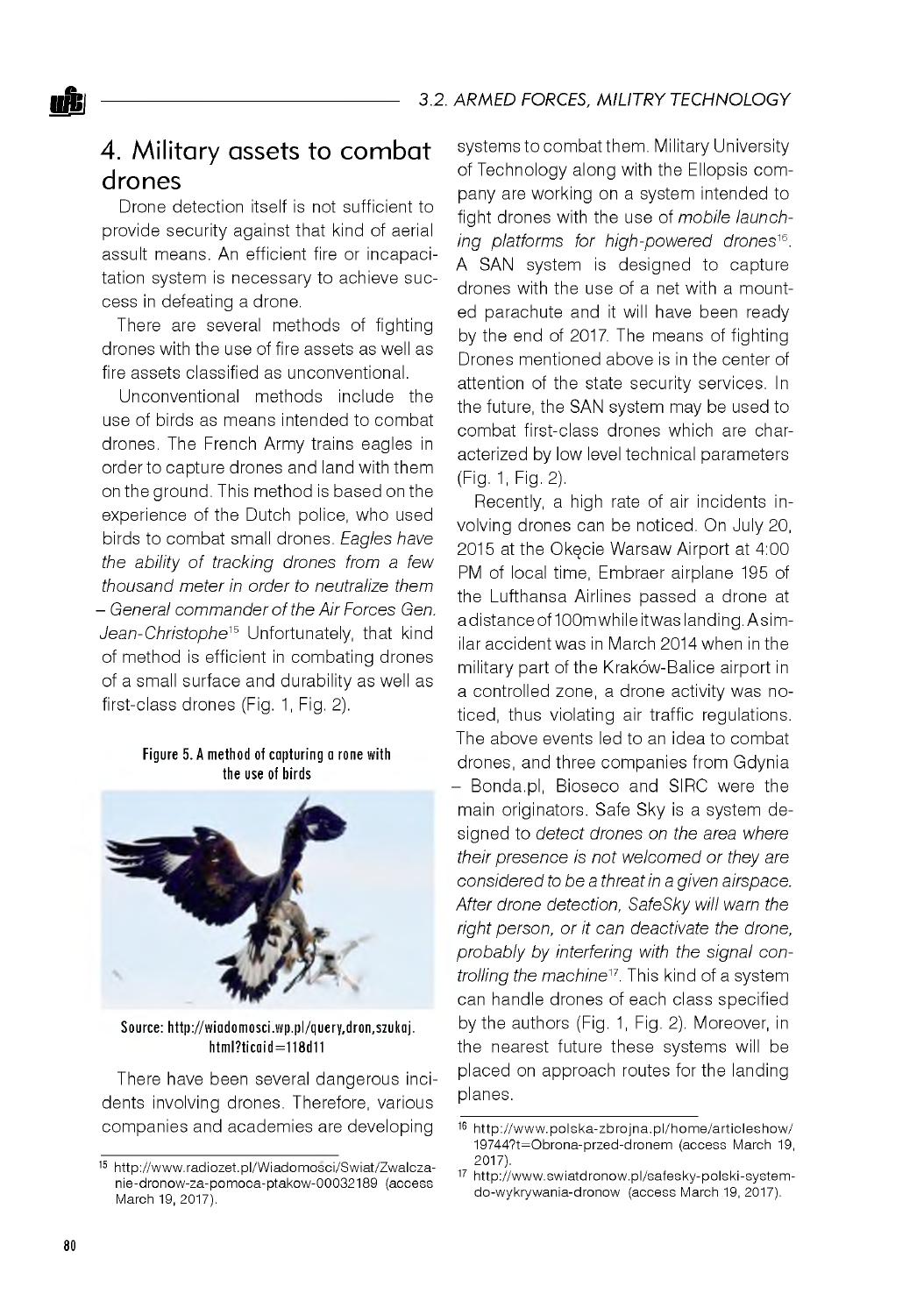## 4. Military assets to combat drones

Drone detection itself is not sufficient to provide security against that kind of aerial assult means. An efficient fire or incapacitation system is necessary to achieve success in defeating a drone.

There are several methods of fighting drones with the use of fire assets as well as fire assets classified as unconventional.

Unconventional methods include the use of birds as means intended to combat drones. The French Army trains eagles in order to capture drones and land with them on the ground. This method is based on the experience of the Dutch police, who used birds to combat small drones. *Eagles have the ability of tracking drones from a few thousand meter in order to neutralize them – General commander of the Air Forces Gen. Jean-Christophe*[15] Unfortunately, that kind of method is efficient in combating drones of a small surface and durability as well as first-class drones (Fig. 1, Fig. 2).

**Figure 5. A method of capturing a rone with the use of birds**

Source: http://wiadomosci.wp.pl/query,dron,szukaj.html?ticaid=118d11

There have been several dangerous incidents involving drones. Therefore, various companies and academies are developing systems to combat them. Military University of Technology along with the Ellopsis company are working on a system intended to fight drones with the use of *mobile launching platforms for high-powered drones*[16]. A SAN system is designed to capture drones with the use of a net with a mounted parachute and it will have been ready by the end of 2017. The means of fighting Drones mentioned above is in the center of attention of the state security services. In the future, the SAN system may be used to combat first-class drones which are characterized by low level technical parameters (Fig. 1, Fig. 2).

Recently, a high rate of air incidents involving drones can be noticed. On July 20, 2015 at the Okęcie Warsaw Airport at 4:00 PM of local time, Embraer airplane 195 of the Lufthansa Airlines passed a drone at a distance of 100m while it was landing. A similar accident was in March 2014 when in the military part of the Kraków-Balice airport in a controlled zone, a drone activity was noticed, thus violating air traffic regulations. The above events led to an idea to combat drones, and three companies from Gdynia – Bonda.pl, Bioseco and SIRC were the main originators. Safe Sky is a system designed to *detect drones on the area where their presence is not welcomed or they are considered to be a threat in a given airspace. After drone detection, SafeSky will warn the right person, or it can deactivate the drone, probably by interfering with the signal controlling the machine*[17]. This kind of a system can handle drones of each class specified by the authors (Fig. 1, Fig. 2). Moreover, in the nearest future these systems will be placed on approach routes for the landing planes.

---

[15] http://www.radiozet.pl/Wiadomosci/Swiat/Zwalczanie-dronow-za-pomoca-ptakow-00032189 (access March 19, 2017).

[16] http://www.polska-zbrojna.pl/home/articleshow/19744?t=Obrona-przed-dronem (access March 19, 2017).

[17] http://www.swiatdronow.pl/safesky-polski-system-do-wykrywania-dronow (access March 19, 2017).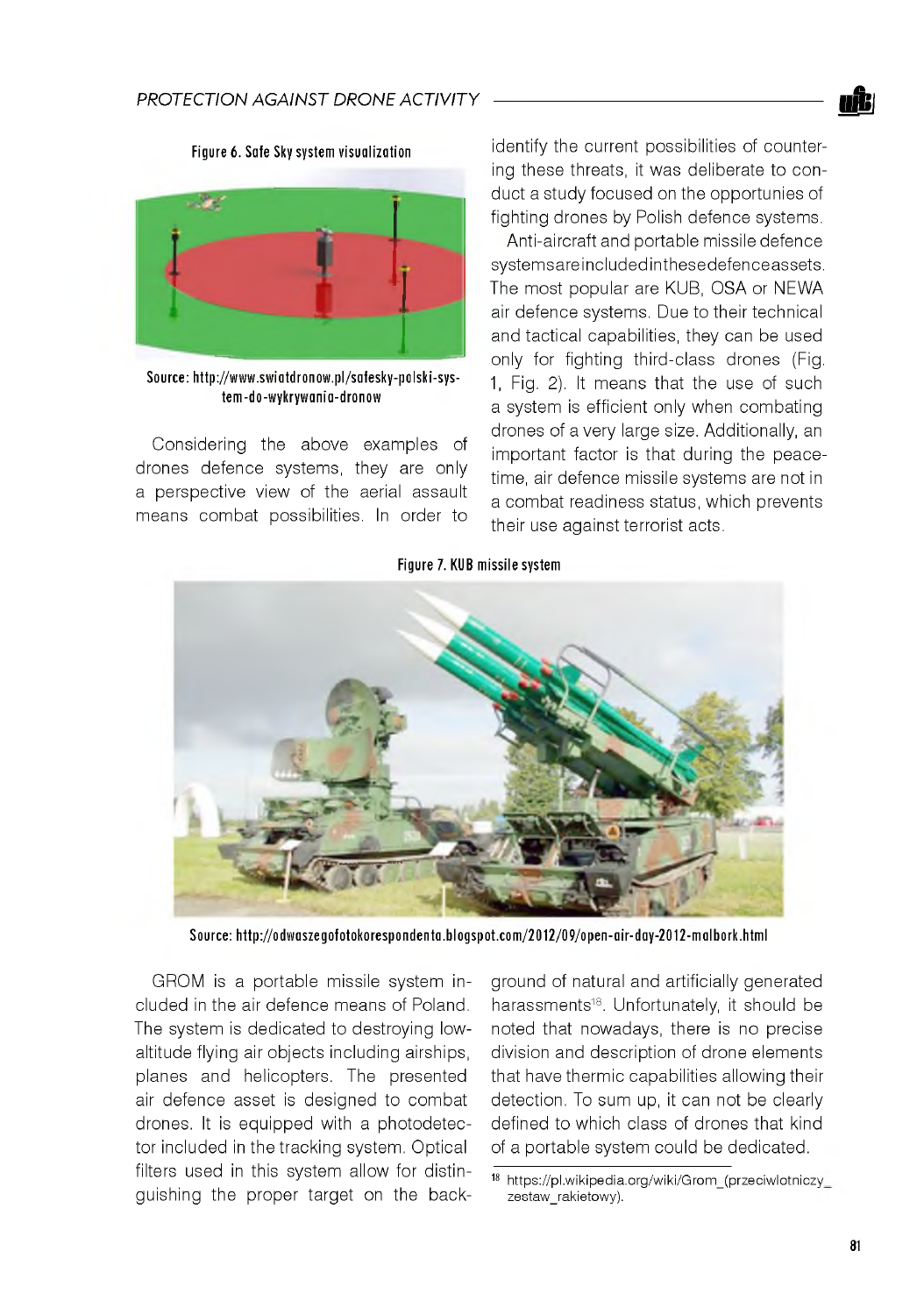Figure 6. Safe Sky system visualization

Source: http://www.swiatdronow.pl/safesky-polski-system-do-wykrywania-dronow

Considering the above examples of drones defence systems, they are only a perspective view of the aerial assault means combat possibilities. In order to identify the current possibilities of countering these threats, it was deliberate to conduct a study focused on the opportunies of fighting drones by Polish defence systems.

Anti-aircraft and portable missile defence systemsareincludedinthesedefenceassets. The most popular are KUB, OSA or NEWA air defence systems. Due to their technical and tactical capabilities, they can be used only for fighting third-class drones (Fig. 1, Fig. 2). It means that the use of such a system is efficient only when combating drones of a very large size. Additionally, an important factor is that during the peacetime, air defence missile systems are not in a combat readiness status, which prevents their use against terrorist acts.

Figure 7. KUB missile system

Source: http://odwaszegofotokorespondenta.blogspot.com/2012/09/open-air-day-2012-malbork.html

GROM is a portable missile system included in the air defence means of Poland. The system is dedicated to destroying low-altitude flying air objects including airships, planes and helicopters. The presented air defence asset is designed to combat drones. It is equipped with a photodetector included in the tracking system. Optical filters used in this system allow for distinguishing the proper target on the background of natural and artificially generated harassments[18]. Unfortunately, it should be noted that nowadays, there is no precise division and description of drone elements that have thermic capabilities allowing their detection. To sum up, it can not be clearly defined to which class of drones that kind of a portable system could be dedicated.

[18] https://pl.wikipedia.org/wiki/Grom_(przeciwlotniczy_zestaw_rakietowy).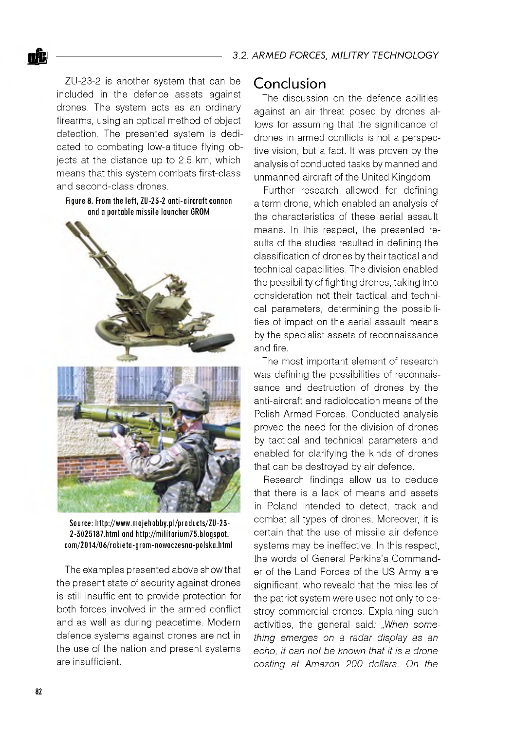ZU-23-2 is another system that can be included in the defence assets against drones. The system acts as an ordinary firearms, using an optical method of object detection. The presented system is dedicated to combating low-altitude flying objects at the distance up to 2.5 km, which means that this system combats first-class and second-class drones.

**Figure 8. From the left, ZU-23-2 anti-aircraft cannon and a portable missile launcher GROM**

Source: http://www.mojehobby.pl/products/ZU-23-2-3025187.html and http://militarium75.blogspot.com/2014/06/rakieta-grom-nowoczesna-polska.html

The examples presented above show that the present state of security against drones is still insufficient to provide protection for both forces involved in the armed conflict and as well as during peacetime. Modern defence systems against drones are not in the use of the nation and present systems are insufficient.

## Conclusion

The discussion on the defence abilities against an air threat posed by drones allows for assuming that the significance of drones in armed conflicts is not a perspective vision, but a fact. It was proven by the analysis of conducted tasks by manned and unmanned aircraft of the United Kingdom.

Further research allowed for defining a term drone, which enabled an analysis of the characteristics of these aerial assault means. In this respect, the presented results of the studies resulted in defining the classification of drones by their tactical and technical capabilities. The division enabled the possibility of fighting drones, taking into consideration not their tactical and technical parameters, determining the possibilities of impact on the aerial assault means by the specialist assets of reconnaissance and fire.

The most important element of research was defining the possibilities of reconnaissance and destruction of drones by the anti-aircraft and radiolocation means of the Polish Armed Forces. Conducted analysis proved the need for the division of drones by tactical and technical parameters and enabled for clarifying the kinds of drones that can be destroyed by air defence.

Research findings allow us to deduce that there is a lack of means and assets in Poland intended to detect, track and combat all types of drones. Moreover, it is certain that the use of missile air defence systems may be ineffective. In this respect, the words of General Perkins'a Commander of the Land Forces of the US Army are significant, who reveald that the missiles of the patriot system were used not only to destroy commercial drones. Explaining such activities, the general said: *„When something emerges on a radar display as an echo, it can not be known that it is a drone costing at Amazon 200 dollars. On the*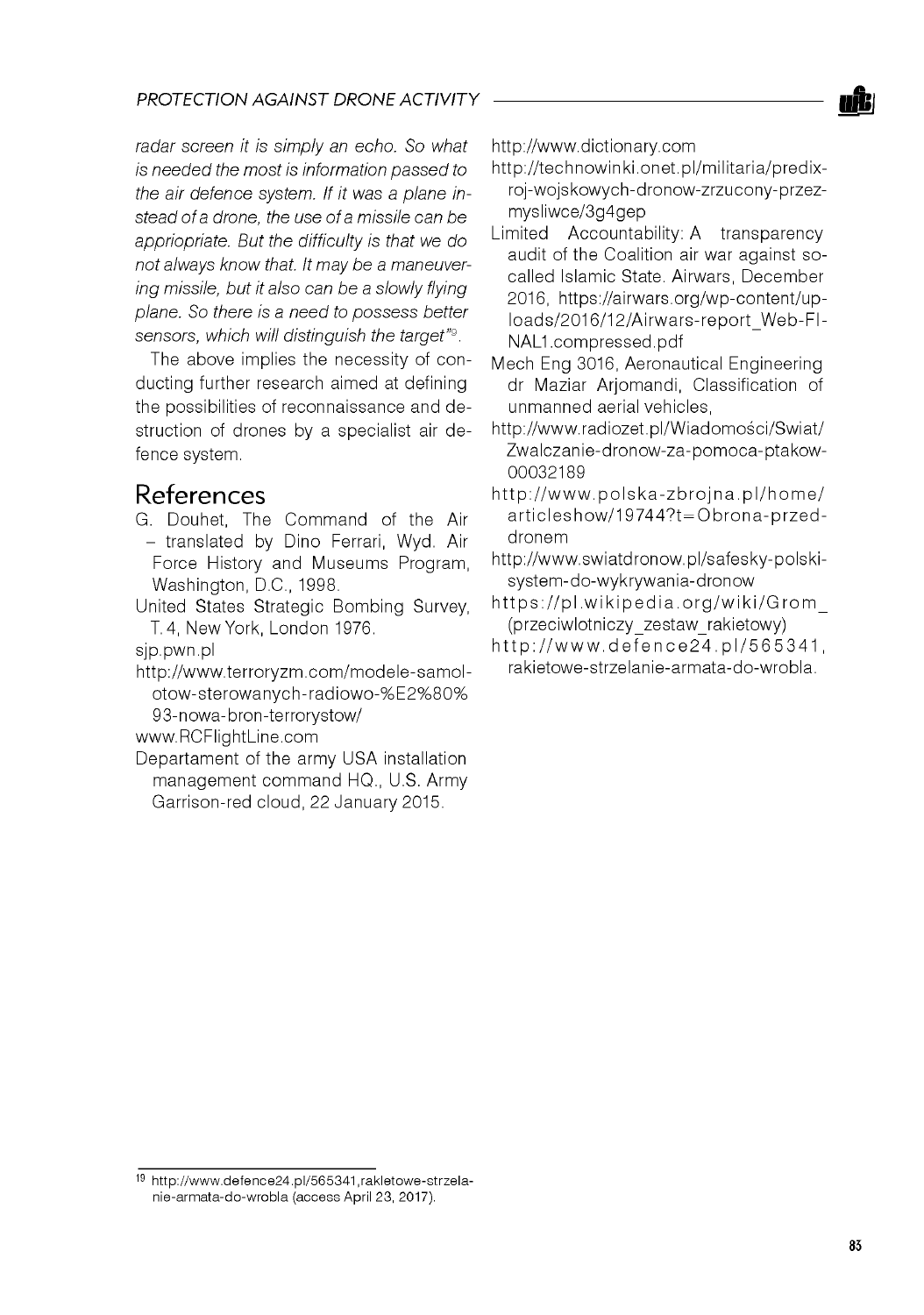*radar screen it is simply an echo. So what is needed the most is information passed to the air defence system. If it was a plane instead of a drone, the use of a missile can be appriopriate. But the difficulty is that we do not always know that. It may be a maneuvering missile, but it also can be a slowly flying plane. So there is a need to possess better sensors, which will distinguish the target"*[19].

The above implies the necessity of conducting further research aimed at defining the possibilities of reconnaissance and destruction of drones by a specialist air defence system.

## References

G. Douhet, The Command of the Air – translated by Dino Ferrari, Wyd. Air Force History and Museums Program, Washington, D.C., 1998.

United States Strategic Bombing Survey, T. 4, New York, London 1976.

sjp.pwn.pl

http://www.terroryzm.com/modele-samolotow-sterowanych-radiowo-%E2%80%93-nowa-bron-terrorystow/

www.RCFlightLine.com

Departament of the army USA installation management command HQ., U.S. Army Garrison-red cloud, 22 January 2015.

http://www.dictionary.com

http://technowinki.onet.pl/militaria/predixroj-wojskowych-dronow-zrzucony-przez-mysliwce/3g4gep

Limited Accountability: A transparency audit of the Coalition air war against so-called Islamic State. Airwars, December 2016, https://airwars.org/wp-content/uploads/2016/12/Airwars-report_Web-FINAL1.compressed.pdf

Mech Eng 3016, Aeronautical Engineering dr Maziar Arjomandi, Classification of unmanned aerial vehicles,

http://www.radiozet.pl/Wiadomości/Swiat/Zwalczanie-dronow-za-pomoca-ptakow-00032189

http://www.polska-zbrojna.pl/home/articleshow/19744?t=Obrona-przed-dronem

http://www.swiatdronow.pl/safesky-polski-system-do-wykrywania-dronow

https://pl.wikipedia.org/wiki/Grom_(przeciwlotniczy_zestaw_rakietowy)

http://www.defence24.pl/565341,rakietowe-strzelanie-armata-do-wrobla.

---

[19] http://www.defence24.pl/565341,rakietowe-strzelanie-armata-do-wrobla (access April 23, 2017).